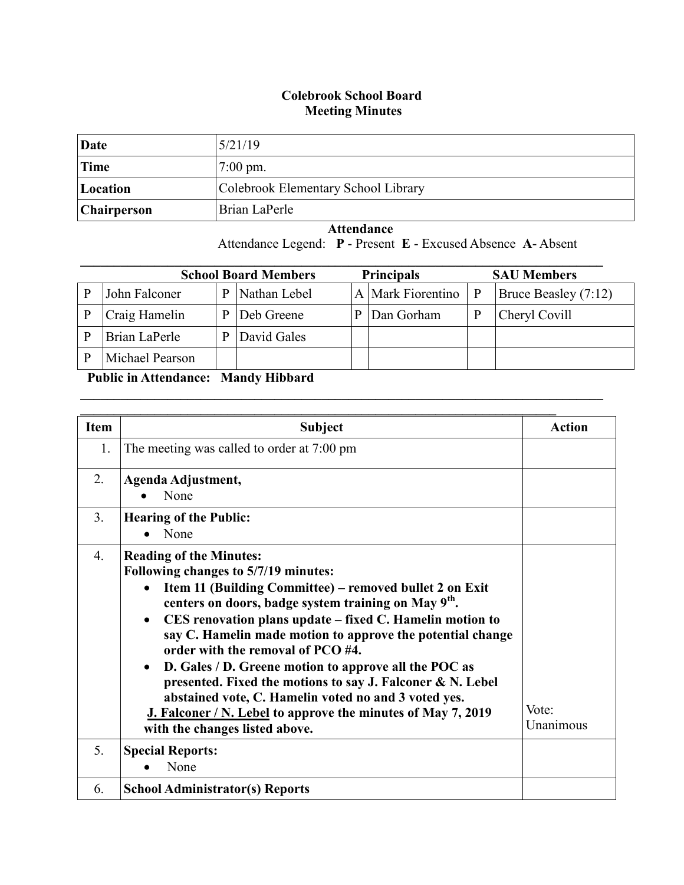# Colebrook School Board
## Meeting Minutes

| | |
|---|---|
| **Date** | 5/21/19 |
| **Time** | 7:00 pm. |
| **Location** | Colebrook Elementary School Library |
| **Chairperson** | Brian LaPerle |

**Attendance**

Attendance Legend: **P** - Present **E** - Excused Absence **A**- Absent

| **School Board Members** | | | | **Principals** | | **SAU Members** | |
|---|---|---|---|---|---|---|---|
| P | John Falconer | P | Nathan Lebel | A | Mark Fiorentino | P | Bruce Beasley (7:12) |
| P | Craig Hamelin | P | Deb Greene | P | Dan Gorham | P | Cheryl Covill |
| P | Brian LaPerle | P | David Gales | | | | |
| P | Michael Pearson | | | | | | |

**Public in Attendance: Mandy Hibbard**

| Item | Subject | Action |
|---|---|---|
| 1. | The meeting was called to order at 7:00 pm | |
| 2. | **Agenda Adjustment,**<br>• None | |
| 3. | **Hearing of the Public:**<br>• None | |
| 4. | **Reading of the Minutes:**<br>**Following changes to 5/7/19 minutes:**<br>• **Item 11 (Building Committee) – removed bullet 2 on Exit centers on doors, badge system training on May 9th.**<br>• **CES renovation plans update – fixed C. Hamelin motion to say C. Hamelin made motion to approve the potential change order with the removal of PCO #4.**<br>• **D. Gales / D. Greene motion to approve all the POC as presented. Fixed the motions to say J. Falconer & N. Lebel abstained vote, C. Hamelin voted no and 3 voted yes.**<br>**J. Falconer / N. Lebel to approve the minutes of May 7, 2019 with the changes listed above.** | Vote: Unanimous |
| 5. | **Special Reports:**<br>• None | |
| 6. | **School Administrator(s) Reports** | |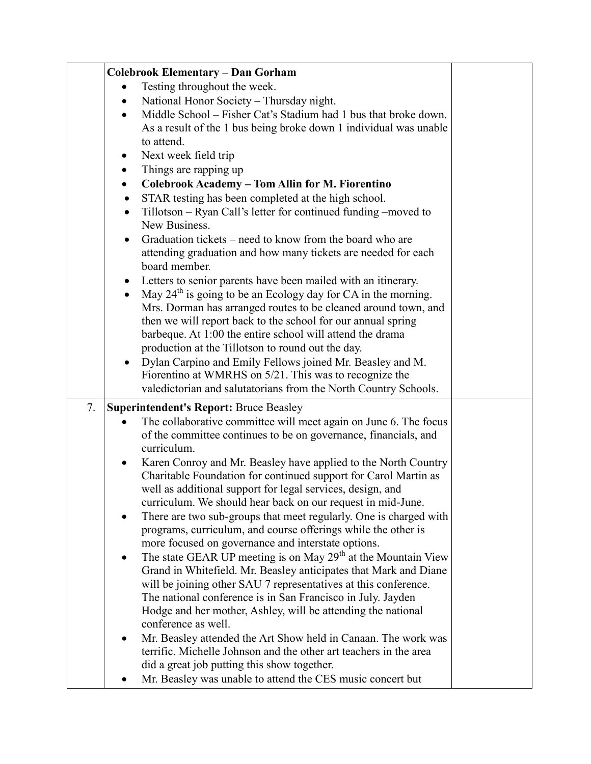| | | |
|---|---|---|
| | **Colebrook Elementary – Dan Gorham**<br>• Testing throughout the week.<br>• National Honor Society – Thursday night.<br>• Middle School – Fisher Cat's Stadium had 1 bus that broke down. As a result of the 1 bus being broke down 1 individual was unable to attend.<br>• Next week field trip<br>• Things are rapping up<br>• **Colebrook Academy – Tom Allin for M. Fiorentino**<br>• STAR testing has been completed at the high school.<br>• Tillotson – Ryan Call's letter for continued funding –moved to New Business.<br>• Graduation tickets – need to know from the board who are attending graduation and how many tickets are needed for each board member.<br>• Letters to senior parents have been mailed with an itinerary.<br>• May 24th is going to be an Ecology day for CA in the morning. Mrs. Dorman has arranged routes to be cleaned around town, and then we will report back to the school for our annual spring barbeque. At 1:00 the entire school will attend the drama production at the Tillotson to round out the day.<br>• Dylan Carpino and Emily Fellows joined Mr. Beasley and M. Fiorentino at WMRHS on 5/21. This was to recognize the valedictorian and salutatorians from the North Country Schools. | |
| 7. | **Superintendent's Report:** Bruce Beasley<br>• The collaborative committee will meet again on June 6. The focus of the committee continues to be on governance, financials, and curriculum.<br>• Karen Conroy and Mr. Beasley have applied to the North Country Charitable Foundation for continued support for Carol Martin as well as additional support for legal services, design, and curriculum. We should hear back on our request in mid-June.<br>• There are two sub-groups that meet regularly. One is charged with programs, curriculum, and course offerings while the other is more focused on governance and interstate options.<br>• The state GEAR UP meeting is on May 29th at the Mountain View Grand in Whitefield. Mr. Beasley anticipates that Mark and Diane will be joining other SAU 7 representatives at this conference. The national conference is in San Francisco in July. Jayden Hodge and her mother, Ashley, will be attending the national conference as well.<br>• Mr. Beasley attended the Art Show held in Canaan. The work was terrific. Michelle Johnson and the other art teachers in the area did a great job putting this show together.<br>• Mr. Beasley was unable to attend the CES music concert but | |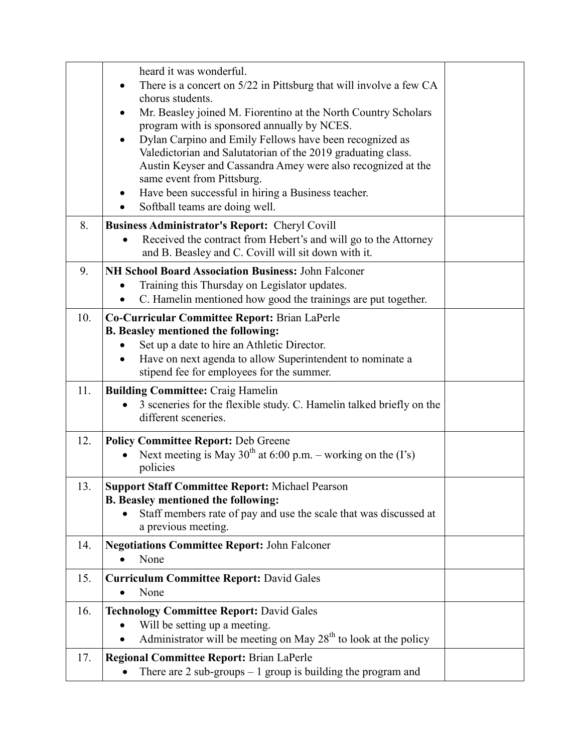| | | |
|---|---|---|
| | heard it was wonderful.<br>• There is a concert on 5/22 in Pittsburg that will involve a few CA chorus students.<br>• Mr. Beasley joined M. Fiorentino at the North Country Scholars program with is sponsored annually by NCES.<br>• Dylan Carpino and Emily Fellows have been recognized as Valedictorian and Salutatorian of the 2019 graduating class. Austin Keyser and Cassandra Amey were also recognized at the same event from Pittsburg.<br>• Have been successful in hiring a Business teacher.<br>• Softball teams are doing well. | |
| 8. | **Business Administrator's Report:** Cheryl Covill<br>• Received the contract from Hebert's and will go to the Attorney and B. Beasley and C. Covill will sit down with it. | |
| 9. | **NH School Board Association Business:** John Falconer<br>• Training this Thursday on Legislator updates.<br>• C. Hamelin mentioned how good the trainings are put together. | |
| 10. | **Co-Curricular Committee Report:** Brian LaPerle<br>**B. Beasley mentioned the following:**<br>• Set up a date to hire an Athletic Director.<br>• Have on next agenda to allow Superintendent to nominate a stipend fee for employees for the summer. | |
| 11. | **Building Committee:** Craig Hamelin<br>• 3 sceneries for the flexible study. C. Hamelin talked briefly on the different sceneries. | |
| 12. | **Policy Committee Report:** Deb Greene<br>• Next meeting is May 30th at 6:00 p.m. – working on the (I's) policies | |
| 13. | **Support Staff Committee Report:** Michael Pearson<br>**B. Beasley mentioned the following:**<br>• Staff members rate of pay and use the scale that was discussed at a previous meeting. | |
| 14. | **Negotiations Committee Report:** John Falconer<br>• None | |
| 15. | **Curriculum Committee Report:** David Gales<br>• None | |
| 16. | **Technology Committee Report:** David Gales<br>• Will be setting up a meeting.<br>• Administrator will be meeting on May 28th to look at the policy | |
| 17. | **Regional Committee Report:** Brian LaPerle<br>• There are 2 sub-groups – 1 group is building the program and | |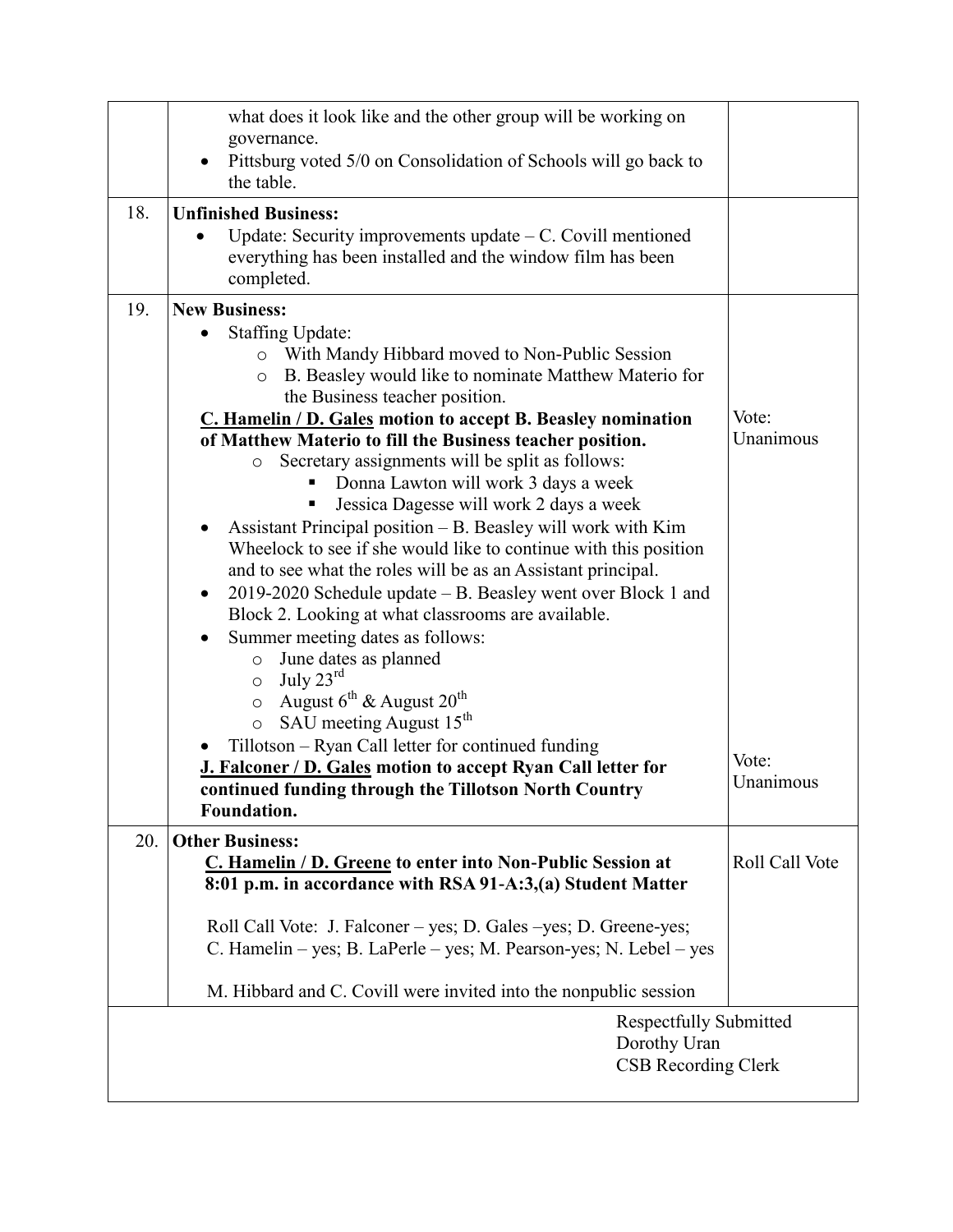| | | |
|---|---|---|
| | what does it look like and the other group will be working on governance.<br>• Pittsburg voted 5/0 on Consolidation of Schools will go back to the table. | |
| 18. | **Unfinished Business:**<br>• Update: Security improvements update – C. Covill mentioned everything has been installed and the window film has been completed. | |
| 19. | **New Business:**<br>• Staffing Update:<br>&nbsp;&nbsp;o With Mandy Hibbard moved to Non-Public Session<br>&nbsp;&nbsp;o B. Beasley would like to nominate Matthew Materio for the Business teacher position.<br>**<u>C. Hamelin / D. Gales</u> motion to accept B. Beasley nomination of Matthew Materio to fill the Business teacher position.**<br>&nbsp;&nbsp;o Secretary assignments will be split as follows:<br>&nbsp;&nbsp;&nbsp;&nbsp;▪ Donna Lawton will work 3 days a week<br>&nbsp;&nbsp;&nbsp;&nbsp;▪ Jessica Dagesse will work 2 days a week<br>• Assistant Principal position – B. Beasley will work with Kim Wheelock to see if she would like to continue with this position and to see what the roles will be as an Assistant principal.<br>• 2019-2020 Schedule update – B. Beasley went over Block 1 and Block 2. Looking at what classrooms are available.<br>• Summer meeting dates as follows:<br>&nbsp;&nbsp;o June dates as planned<br>&nbsp;&nbsp;o July 23rd<br>&nbsp;&nbsp;o August 6th & August 20th<br>&nbsp;&nbsp;o SAU meeting August 15th<br>• Tillotson – Ryan Call letter for continued funding<br>**<u>J. Falconer / D. Gales</u> motion to accept Ryan Call letter for continued funding through the Tillotson North Country Foundation.** | Vote: Unanimous<br><br>Vote: Unanimous |
| 20. | **Other Business:**<br>**<u>C. Hamelin / D. Greene</u> to enter into Non-Public Session at 8:01 p.m. in accordance with RSA 91-A:3,(a) Student Matter**<br><br>Roll Call Vote: J. Falconer – yes; D. Gales –yes; D. Greene-yes; C. Hamelin – yes; B. LaPerle – yes; M. Pearson-yes; N. Lebel – yes<br><br>M. Hibbard and C. Covill were invited into the nonpublic session | Roll Call Vote |

Respectfully Submitted
Dorothy Uran
CSB Recording Clerk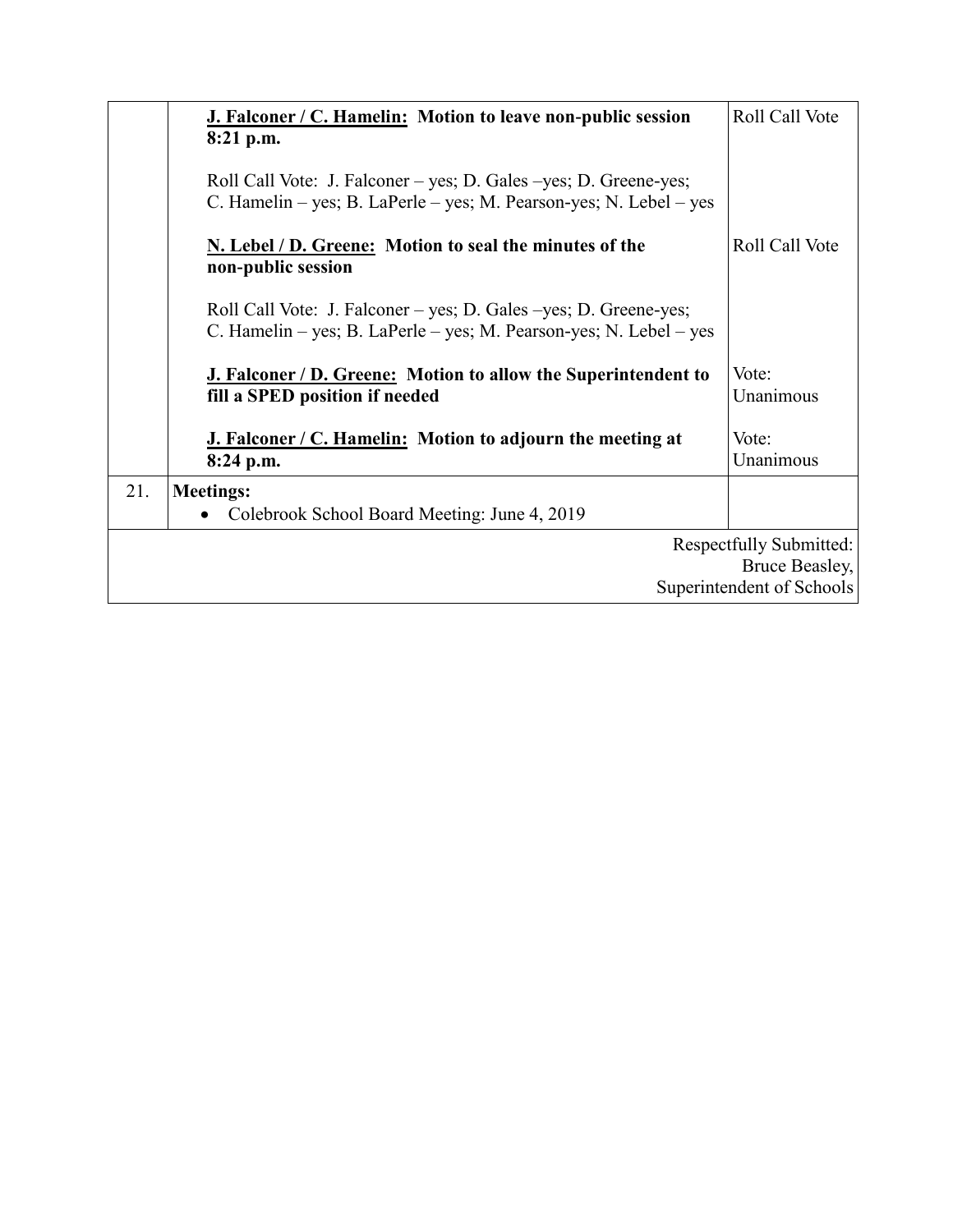| | | |
|---|---|---|
| | **<u>J. Falconer / C. Hamelin:</u> Motion to leave non-public session 8:21 p.m.**<br><br>Roll Call Vote: J. Falconer – yes; D. Gales –yes; D. Greene-yes; C. Hamelin – yes; B. LaPerle – yes; M. Pearson-yes; N. Lebel – yes<br><br>**<u>N. Lebel / D. Greene:</u> Motion to seal the minutes of the non-public session**<br><br>Roll Call Vote: J. Falconer – yes; D. Gales –yes; D. Greene-yes; C. Hamelin – yes; B. LaPerle – yes; M. Pearson-yes; N. Lebel – yes<br><br>**<u>J. Falconer / D. Greene:</u> Motion to allow the Superintendent to fill a SPED position if needed**<br><br>**<u>J. Falconer / C. Hamelin:</u> Motion to adjourn the meeting at 8:24 p.m.** | Roll Call Vote<br><br><br><br>Roll Call Vote<br><br><br><br>Vote: Unanimous<br><br>Vote: Unanimous |
| 21. | **Meetings:**<br>• Colebrook School Board Meeting: June 4, 2019 | |

Respectfully Submitted:
Bruce Beasley,
Superintendent of Schools